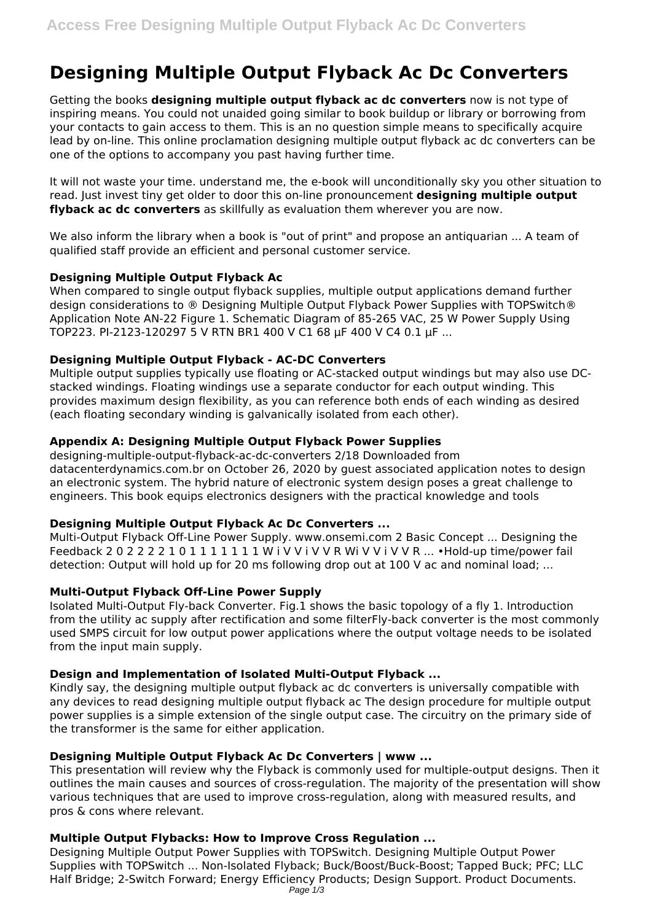# Designing Multiple Output Flyback Ac Dc Converters

Getting the books **designing multiple output flyback ac dc converters** now is not type of inspiring means. You could not unaided going similar to book buildup or library or borrowing from your contacts to gain access to them. This is an no question simple means to specifically acquire lead by on-line. This online proclamation designing multiple output flyback ac dc converters can be one of the options to accompany you past having further time.

It will not waste your time. understand me, the e-book will unconditionally sky you other situation to read. Just invest tiny get older to door this on-line pronouncement **designing multiple output flyback ac dc converters** as skillfully as evaluation them wherever you are now.

We also inform the library when a book is "out of print" and propose an antiquarian ... A team of qualified staff provide an efficient and personal customer service.

### Designing Multiple Output Flyback Ac

When compared to single output flyback supplies, multiple output applications demand further design considerations to ® Designing Multiple Output Flyback Power Supplies with TOPSwitch® Application Note AN-22 Figure 1. Schematic Diagram of 85-265 VAC, 25 W Power Supply Using TOP223. PI-2123-120297 5 V RTN BR1 400 V C1 68 µF 400 V C4 0.1 µF ...

### Designing Multiple Output Flyback - AC-DC Converters

Multiple output supplies typically use floating or AC-stacked output windings but may also use DC-stacked windings. Floating windings use a separate conductor for each output winding. This provides maximum design flexibility, as you can reference both ends of each winding as desired (each floating secondary winding is galvanically isolated from each other).

### Appendix A: Designing Multiple Output Flyback Power Supplies

designing-multiple-output-flyback-ac-dc-converters 2/18 Downloaded from datacenterdynamics.com.br on October 26, 2020 by guest associated application notes to design an electronic system. The hybrid nature of electronic system design poses a great challenge to engineers. This book equips electronics designers with the practical knowledge and tools

### Designing Multiple Output Flyback Ac Dc Converters ...

Multi-Output Flyback Off-Line Power Supply. www.onsemi.com 2 Basic Concept ... Designing the Feedback 2 0 2 2 2 2 1 0 1 1 1 1 1 1 1 W i V V i V V R Wi V V i V V R ... •Hold-up time/power fail detection: Output will hold up for 20 ms following drop out at 100 V ac and nominal load; ...

### Multi-Output Flyback Off-Line Power Supply

Isolated Multi-Output Fly-back Converter. Fig.1 shows the basic topology of a fly 1. Introduction from the utility ac supply after rectification and some filterFly-back converter is the most commonly used SMPS circuit for low output power applications where the output voltage needs to be isolated from the input main supply.

### Design and Implementation of Isolated Multi-Output Flyback ...

Kindly say, the designing multiple output flyback ac dc converters is universally compatible with any devices to read designing multiple output flyback ac The design procedure for multiple output power supplies is a simple extension of the single output case. The circuitry on the primary side of the transformer is the same for either application.

### Designing Multiple Output Flyback Ac Dc Converters | www ...

This presentation will review why the Flyback is commonly used for multiple-output designs. Then it outlines the main causes and sources of cross-regulation. The majority of the presentation will show various techniques that are used to improve cross-regulation, along with measured results, and pros & cons where relevant.

### Multiple Output Flybacks: How to Improve Cross Regulation ...

Designing Multiple Output Power Supplies with TOPSwitch. Designing Multiple Output Power Supplies with TOPSwitch ... Non-Isolated Flyback; Buck/Boost/Buck-Boost; Tapped Buck; PFC; LLC Half Bridge; 2-Switch Forward; Energy Efficiency Products; Design Support. Product Documents.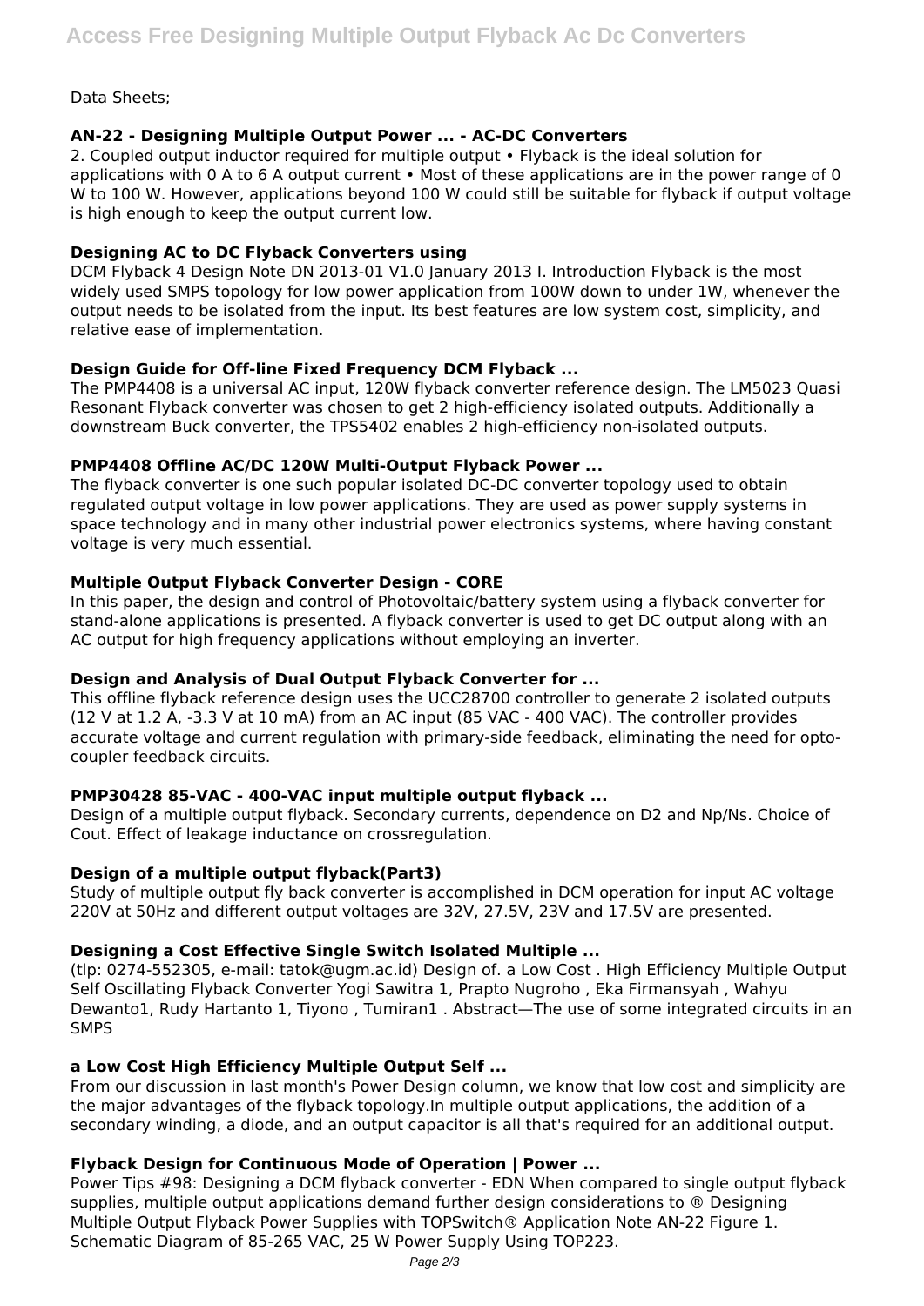Data Sheets;

### AN-22 - Designing Multiple Output Power ... - AC-DC Converters

2. Coupled output inductor required for multiple output • Flyback is the ideal solution for applications with 0 A to 6 A output current • Most of these applications are in the power range of 0 W to 100 W. However, applications beyond 100 W could still be suitable for flyback if output voltage is high enough to keep the output current low.

### Designing AC to DC Flyback Converters using

DCM Flyback 4 Design Note DN 2013-01 V1.0 January 2013 I. Introduction Flyback is the most widely used SMPS topology for low power application from 100W down to under 1W, whenever the output needs to be isolated from the input. Its best features are low system cost, simplicity, and relative ease of implementation.

### Design Guide for Off-line Fixed Frequency DCM Flyback ...

The PMP4408 is a universal AC input, 120W flyback converter reference design. The LM5023 Quasi Resonant Flyback converter was chosen to get 2 high-efficiency isolated outputs. Additionally a downstream Buck converter, the TPS5402 enables 2 high-efficiency non-isolated outputs.

### PMP4408 Offline AC/DC 120W Multi-Output Flyback Power ...

The flyback converter is one such popular isolated DC-DC converter topology used to obtain regulated output voltage in low power applications. They are used as power supply systems in space technology and in many other industrial power electronics systems, where having constant voltage is very much essential.

### Multiple Output Flyback Converter Design - CORE

In this paper, the design and control of Photovoltaic/battery system using a flyback converter for stand-alone applications is presented. A flyback converter is used to get DC output along with an AC output for high frequency applications without employing an inverter.

### Design and Analysis of Dual Output Flyback Converter for ...

This offline flyback reference design uses the UCC28700 controller to generate 2 isolated outputs (12 V at 1.2 A, -3.3 V at 10 mA) from an AC input (85 VAC - 400 VAC). The controller provides accurate voltage and current regulation with primary-side feedback, eliminating the need for opto-coupler feedback circuits.

### PMP30428 85-VAC - 400-VAC input multiple output flyback ...

Design of a multiple output flyback. Secondary currents, dependence on D2 and Np/Ns. Choice of Cout. Effect of leakage inductance on crossregulation.

### Design of a multiple output flyback(Part3)

Study of multiple output fly back converter is accomplished in DCM operation for input AC voltage 220V at 50Hz and different output voltages are 32V, 27.5V, 23V and 17.5V are presented.

### Designing a Cost Effective Single Switch Isolated Multiple ...

(tlp: 0274-552305, e-mail: tatok@ugm.ac.id) Design of. a Low Cost . High Efficiency Multiple Output Self Oscillating Flyback Converter Yogi Sawitra 1, Prapto Nugroho , Eka Firmansyah , Wahyu Dewanto1, Rudy Hartanto 1, Tiyono , Tumiran1 . Abstract—The use of some integrated circuits in an SMPS

### a Low Cost High Efficiency Multiple Output Self ...

From our discussion in last month's Power Design column, we know that low cost and simplicity are the major advantages of the flyback topology.In multiple output applications, the addition of a secondary winding, a diode, and an output capacitor is all that's required for an additional output.

### Flyback Design for Continuous Mode of Operation | Power ...

Power Tips #98: Designing a DCM flyback converter - EDN When compared to single output flyback supplies, multiple output applications demand further design considerations to ® Designing Multiple Output Flyback Power Supplies with TOPSwitch® Application Note AN-22 Figure 1. Schematic Diagram of 85-265 VAC, 25 W Power Supply Using TOP223.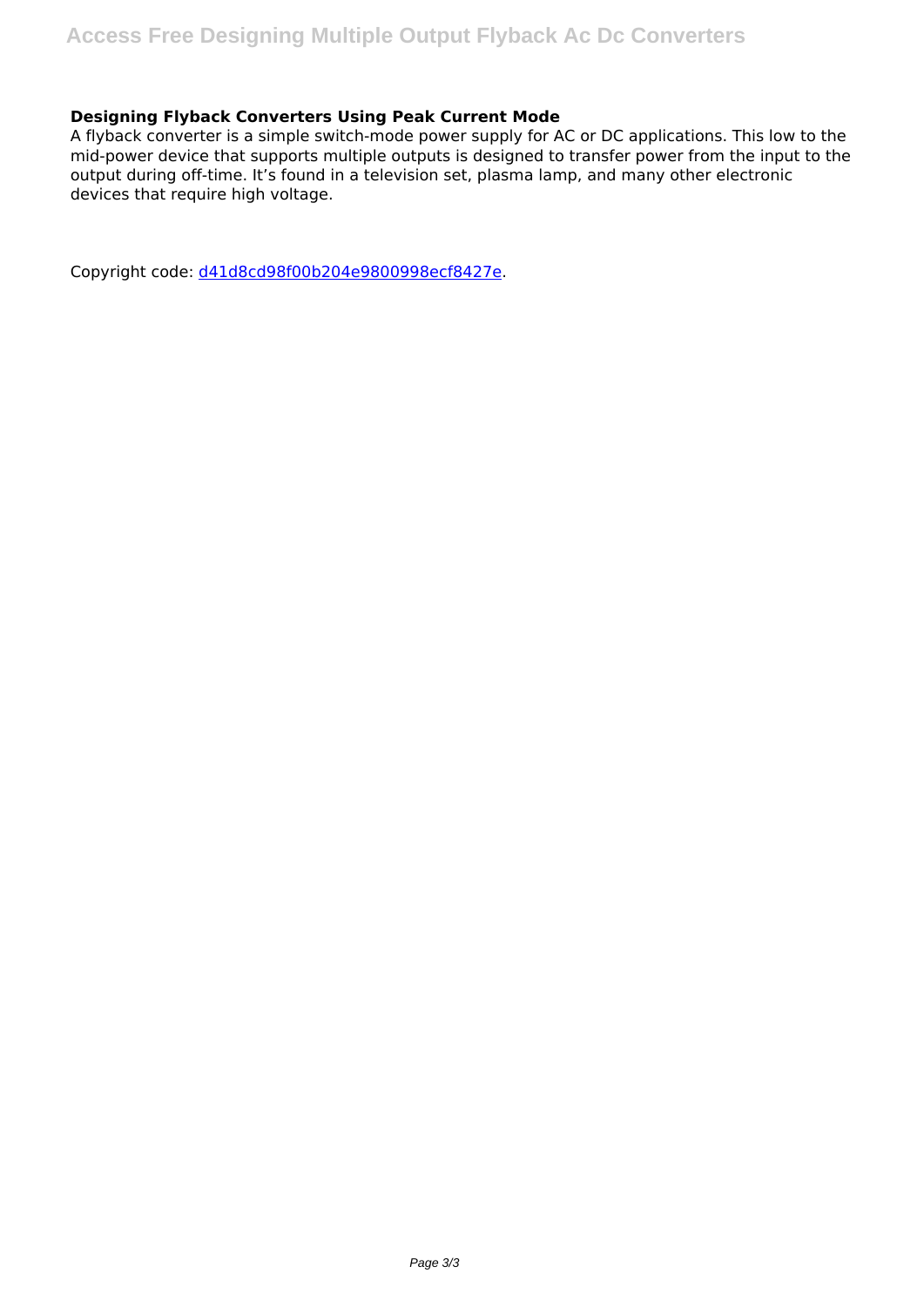**Designing Flyback Converters Using Peak Current Mode**

A flyback converter is a simple switch-mode power supply for AC or DC applications. This low to the mid-power device that supports multiple outputs is designed to transfer power from the input to the output during off-time. It's found in a television set, plasma lamp, and many other electronic devices that require high voltage.

Copyright code: d41d8cd98f00b204e9800998ecf8427e.